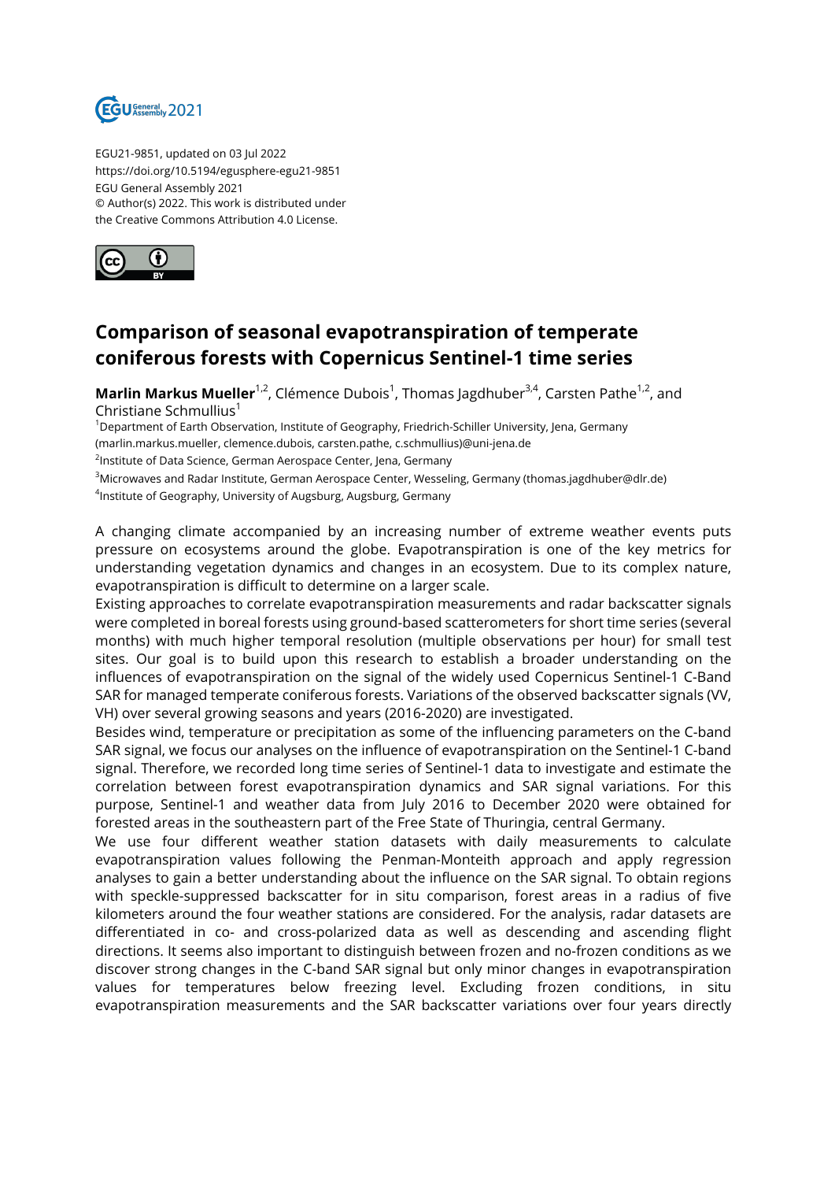EGU21-9851, updated on 03 Jul 2022
https://doi.org/10.5194/egusphere-egu21-9851
EGU General Assembly 2021
© Author(s) 2022. This work is distributed under
the Creative Commons Attribution 4.0 License.

# Comparison of seasonal evapotranspiration of temperate coniferous forests with Copernicus Sentinel-1 time series

**Marlin Markus Mueller**[1,2], Clémence Dubois[1], Thomas Jagdhuber[3,4], Carsten Pathe[1,2], and Christiane Schmullius[1]

[1]Department of Earth Observation, Institute of Geography, Friedrich-Schiller University, Jena, Germany (marlin.markus.mueller, clemence.dubois, carsten.pathe, c.schmullius)@uni-jena.de

[2]Institute of Data Science, German Aerospace Center, Jena, Germany

[3]Microwaves and Radar Institute, German Aerospace Center, Wesseling, Germany (thomas.jagdhuber@dlr.de)

[4]Institute of Geography, University of Augsburg, Augsburg, Germany

A changing climate accompanied by an increasing number of extreme weather events puts pressure on ecosystems around the globe. Evapotranspiration is one of the key metrics for understanding vegetation dynamics and changes in an ecosystem. Due to its complex nature, evapotranspiration is difficult to determine on a larger scale.

Existing approaches to correlate evapotranspiration measurements and radar backscatter signals were completed in boreal forests using ground-based scatterometers for short time series (several months) with much higher temporal resolution (multiple observations per hour) for small test sites. Our goal is to build upon this research to establish a broader understanding on the influences of evapotranspiration on the signal of the widely used Copernicus Sentinel-1 C-Band SAR for managed temperate coniferous forests. Variations of the observed backscatter signals (VV, VH) over several growing seasons and years (2016-2020) are investigated.

Besides wind, temperature or precipitation as some of the influencing parameters on the C-band SAR signal, we focus our analyses on the influence of evapotranspiration on the Sentinel-1 C-band signal. Therefore, we recorded long time series of Sentinel-1 data to investigate and estimate the correlation between forest evapotranspiration dynamics and SAR signal variations. For this purpose, Sentinel-1 and weather data from July 2016 to December 2020 were obtained for forested areas in the southeastern part of the Free State of Thuringia, central Germany.

We use four different weather station datasets with daily measurements to calculate evapotranspiration values following the Penman-Monteith approach and apply regression analyses to gain a better understanding about the influence on the SAR signal. To obtain regions with speckle-suppressed backscatter for in situ comparison, forest areas in a radius of five kilometers around the four weather stations are considered. For the analysis, radar datasets are differentiated in co- and cross-polarized data as well as descending and ascending flight directions. It seems also important to distinguish between frozen and no-frozen conditions as we discover strong changes in the C-band SAR signal but only minor changes in evapotranspiration values for temperatures below freezing level. Excluding frozen conditions, in situ evapotranspiration measurements and the SAR backscatter variations over four years directly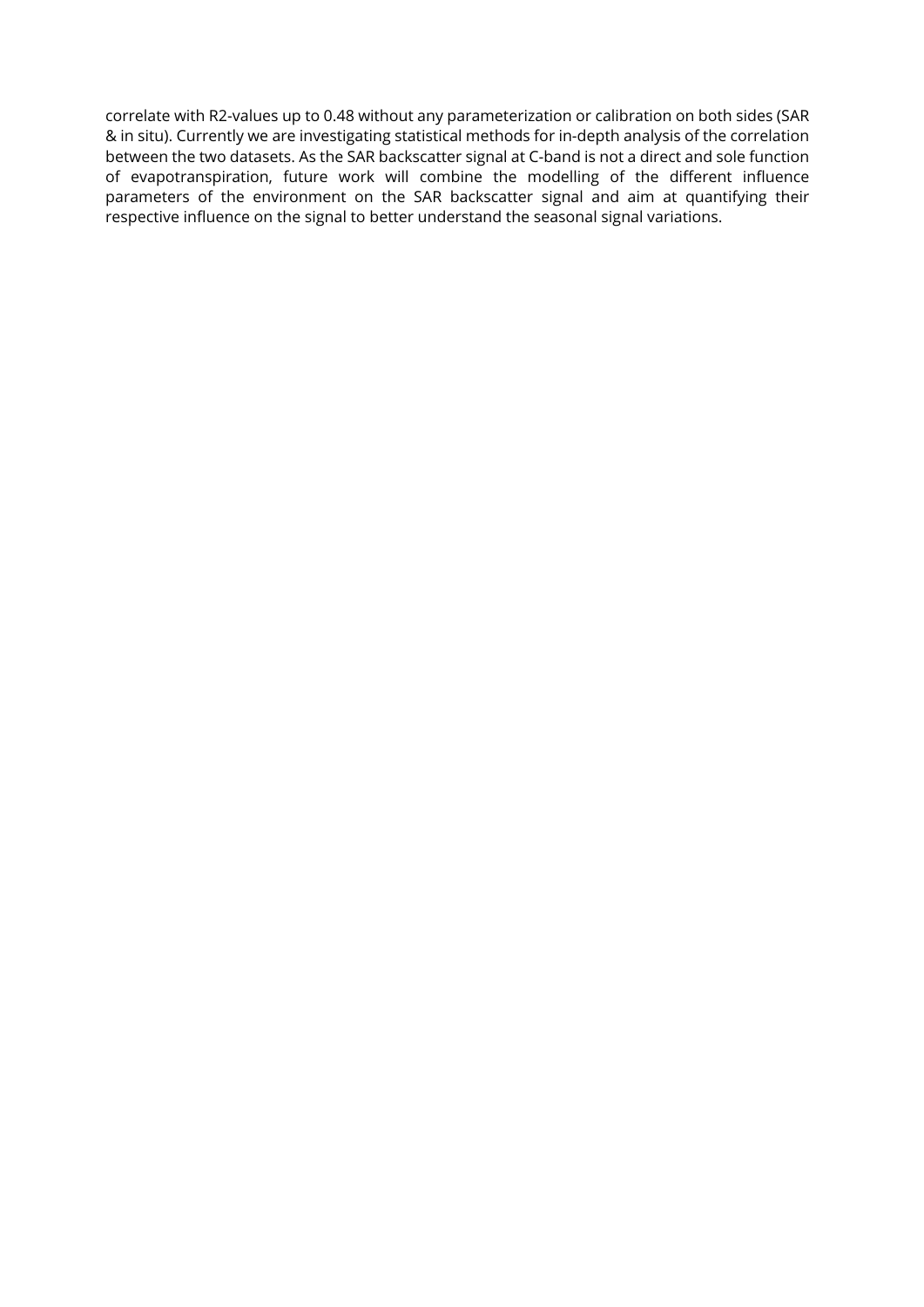correlate with R2-values up to 0.48 without any parameterization or calibration on both sides (SAR & in situ). Currently we are investigating statistical methods for in-depth analysis of the correlation between the two datasets. As the SAR backscatter signal at C-band is not a direct and sole function of evapotranspiration, future work will combine the modelling of the different influence parameters of the environment on the SAR backscatter signal and aim at quantifying their respective influence on the signal to better understand the seasonal signal variations.